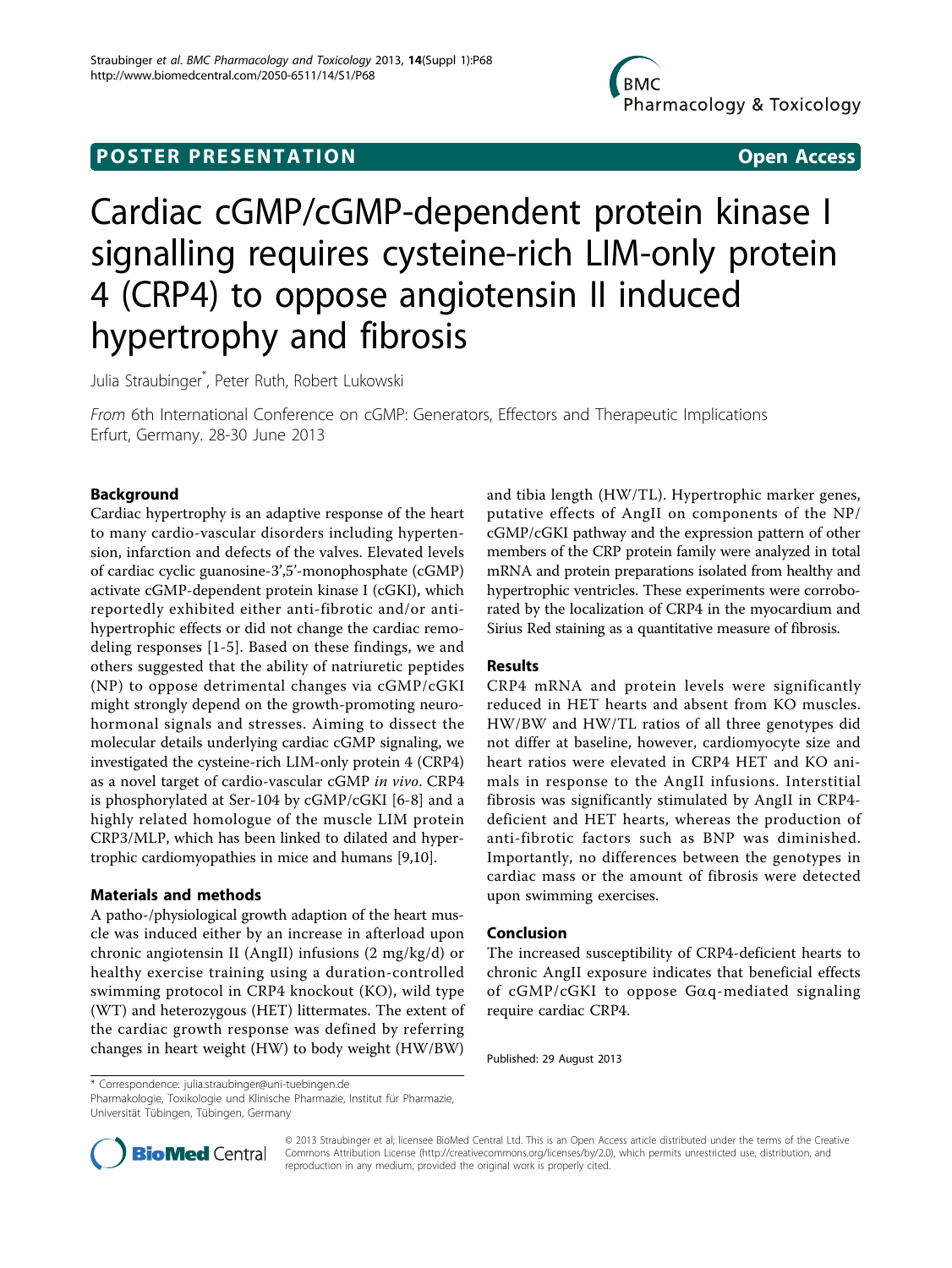**POSTER PRESENTATION** **Open Access**

# Cardiac cGMP/cGMP-dependent protein kinase I signalling requires cysteine-rich LIM-only protein 4 (CRP4) to oppose angiotensin II induced hypertrophy and fibrosis

Julia Straubinger*, Peter Ruth, Robert Lukowski

*From* 6th International Conference on cGMP: Generators, Effectors and Therapeutic Implications
Erfurt, Germany. 28-30 June 2013

## Background

Cardiac hypertrophy is an adaptive response of the heart to many cardio-vascular disorders including hypertension, infarction and defects of the valves. Elevated levels of cardiac cyclic guanosine-3',5'-monophosphate (cGMP) activate cGMP-dependent protein kinase I (cGKI), which reportedly exhibited either anti-fibrotic and/or anti-hypertrophic effects or did not change the cardiac remodeling responses [1-5]. Based on these findings, we and others suggested that the ability of natriuretic peptides (NP) to oppose detrimental changes via cGMP/cGKI might strongly depend on the growth-promoting neurohormonal signals and stresses. Aiming to dissect the molecular details underlying cardiac cGMP signaling, we investigated the cysteine-rich LIM-only protein 4 (CRP4) as a novel target of cardio-vascular cGMP *in vivo*. CRP4 is phosphorylated at Ser-104 by cGMP/cGKI [6-8] and a highly related homologue of the muscle LIM protein CRP3/MLP, which has been linked to dilated and hypertrophic cardiomyopathies in mice and humans [9,10].

## Materials and methods

A patho-/physiological growth adaption of the heart muscle was induced either by an increase in afterload upon chronic angiotensin II (AngII) infusions (2 mg/kg/d) or healthy exercise training using a duration-controlled swimming protocol in CRP4 knockout (KO), wild type (WT) and heterozygous (HET) littermates. The extent of the cardiac growth response was defined by referring changes in heart weight (HW) to body weight (HW/BW) and tibia length (HW/TL). Hypertrophic marker genes, putative effects of AngII on components of the NP/cGMP/cGKI pathway and the expression pattern of other members of the CRP protein family were analyzed in total mRNA and protein preparations isolated from healthy and hypertrophic ventricles. These experiments were corroborated by the localization of CRP4 in the myocardium and Sirius Red staining as a quantitative measure of fibrosis.

## Results

CRP4 mRNA and protein levels were significantly reduced in HET hearts and absent from KO muscles. HW/BW and HW/TL ratios of all three genotypes did not differ at baseline, however, cardiomyocyte size and heart ratios were elevated in CRP4 HET and KO animals in response to the AngII infusions. Interstitial fibrosis was significantly stimulated by AngII in CRP4-deficient and HET hearts, whereas the production of anti-fibrotic factors such as BNP was diminished. Importantly, no differences between the genotypes in cardiac mass or the amount of fibrosis were detected upon swimming exercises.

## Conclusion

The increased susceptibility of CRP4-deficient hearts to chronic AngII exposure indicates that beneficial effects of cGMP/cGKI to oppose Gαq-mediated signaling require cardiac CRP4.

Published: 29 August 2013

* Correspondence: julia.straubinger@uni-tuebingen.de
Pharmakologie, Toxikologie und Klinische Pharmazie, Institut für Pharmazie, Universität Tübingen, Tübingen, Germany

© 2013 Straubinger et al; licensee BioMed Central Ltd. This is an Open Access article distributed under the terms of the Creative Commons Attribution License (http://creativecommons.org/licenses/by/2.0), which permits unrestricted use, distribution, and reproduction in any medium, provided the original work is properly cited.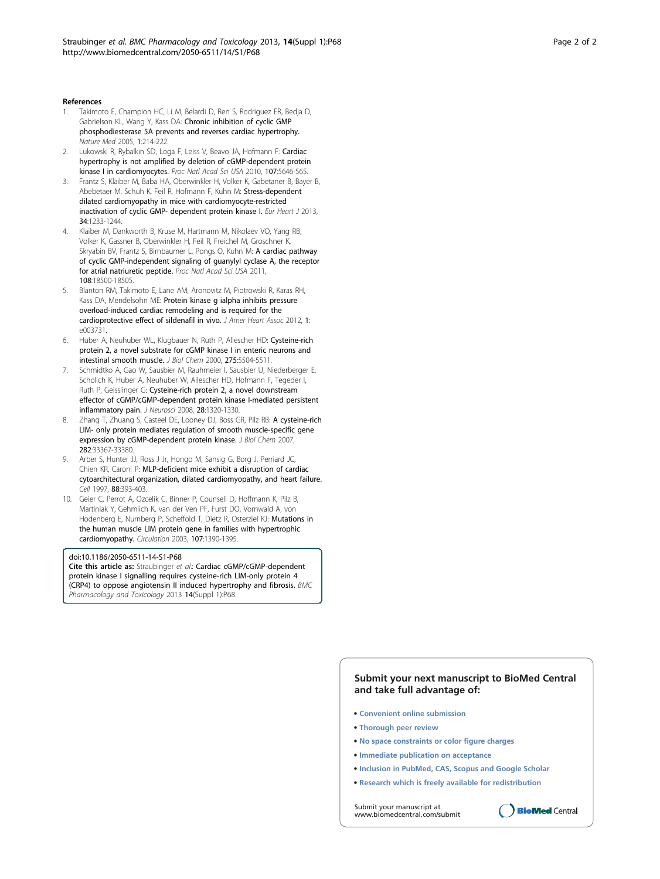## References

1. Takimoto E, Champion HC, Li M, Belardi D, Ren S, Rodriguez ER, Bedja D, Gabrielson KL, Wang Y, Kass DA: **Chronic inhibition of cyclic GMP phosphodiesterase 5A prevents and reverses cardiac hypertrophy.** *Nature Med* 2005, **1**:214-222.
2. Lukowski R, Rybalkin SD, Loga F, Leiss V, Beavo JA, Hofmann F: **Cardiac hypertrophy is not amplified by deletion of cGMP-dependent protein kinase I in cardiomyocytes.** *Proc Natl Acad Sci USA* 2010, **107**:5646-565.
3. Frantz S, Klaiber M, Baba HA, Oberwinkler H, Volker K, Gabetaner B, Bayer B, Abebetaer M, Schuh K, Feil R, Hofmann F, Kuhn M: **Stress-dependent dilated cardiomyopathy in mice with cardiomyocyte-restricted inactivation of cyclic GMP- dependent protein kinase I.** *Eur Heart J* 2013, **34**:1233-1244.
4. Klaiber M, Dankworth B, Kruse M, Hartmann M, Nikolaev VO, Yang RB, Volker K, Gassner B, Oberwinkler H, Feil R, Freichel M, Groschner K, Skryabin BV, Frantz S, Birnbaumer L, Pongs O, Kuhn M: **A cardiac pathway of cyclic GMP-independent signaling of guanylyl cyclase A, the receptor for atrial natriuretic peptide.** *Proc Natl Acad Sci USA* 2011, **108**:18500-18505.
5. Blanton RM, Takimoto E, Lane AM, Aronovitz M, Piotrowski R, Karas RH, Kass DA, Mendelsohn ME: **Protein kinase g ialpha inhibits pressure overload-induced cardiac remodeling and is required for the cardioprotective effect of sildenafil in vivo.** *J Amer Heart Assoc* 2012, **1**: e003731.
6. Huber A, Neuhuber WL, Klugbauer N, Ruth P, Allescher HD: **Cysteine-rich protein 2, a novel substrate for cGMP kinase I in enteric neurons and intestinal smooth muscle.** *J Biol Chem* 2000, **275**:5504-5511.
7. Schmidtko A, Gao W, Sausbier M, Rauhmeier I, Sausbier U, Niederberger E, Scholich K, Huber A, Neuhuber W, Allescher HD, Hofmann F, Tegeder I, Ruth P, Geisslinger G: **Cysteine-rich protein 2, a novel downstream effector of cGMP/cGMP-dependent protein kinase I-mediated persistent inflammatory pain.** *J Neurosci* 2008, **28**:1320-1330.
8. Zhang T, Zhuang S, Casteel DE, Looney DJ, Boss GR, Pilz RB: **A cysteine-rich LIM- only protein mediates regulation of smooth muscle-specific gene expression by cGMP-dependent protein kinase.** *J Biol Chem* 2007, **282**:33367-33380.
9. Arber S, Hunter JJ, Ross J Jr, Hongo M, Sansig G, Borg J, Perriard JC, Chien KR, Caroni P: **MLP-deficient mice exhibit a disruption of cardiac cytoarchitectural organization, dilated cardiomyopathy, and heart failure.** *Cell* 1997, **88**:393-403.
10. Geier C, Perrot A, Ozcelik C, Binner P, Counsell D, Hoffmann K, Pilz B, Martiniak Y, Gehmlich K, van der Ven PF, Furst DO, Vornwald A, von Hodenberg E, Nurnberg P, Scheffold T, Dietz R, Osterziel KJ: **Mutations in the human muscle LIM protein gene in families with hypertrophic cardiomyopathy.** *Circulation* 2003, **107**:1390-1395.

doi:10.1186/2050-6511-14-S1-P68
**Cite this article as:** Straubinger *et al.*: Cardiac cGMP/cGMP-dependent protein kinase I signalling requires cysteine-rich LIM-only protein 4 (CRP4) to oppose angiotensin II induced hypertrophy and fibrosis. *BMC Pharmacology and Toxicology* 2013 **14**(Suppl 1):P68.

**Submit your next manuscript to BioMed Central and take full advantage of:**

- **Convenient online submission**
- **Thorough peer review**
- **No space constraints or color figure charges**
- **Immediate publication on acceptance**
- **Inclusion in PubMed, CAS, Scopus and Google Scholar**
- **Research which is freely available for redistribution**

Submit your manuscript at
www.biomedcentral.com/submit

BioMed Central